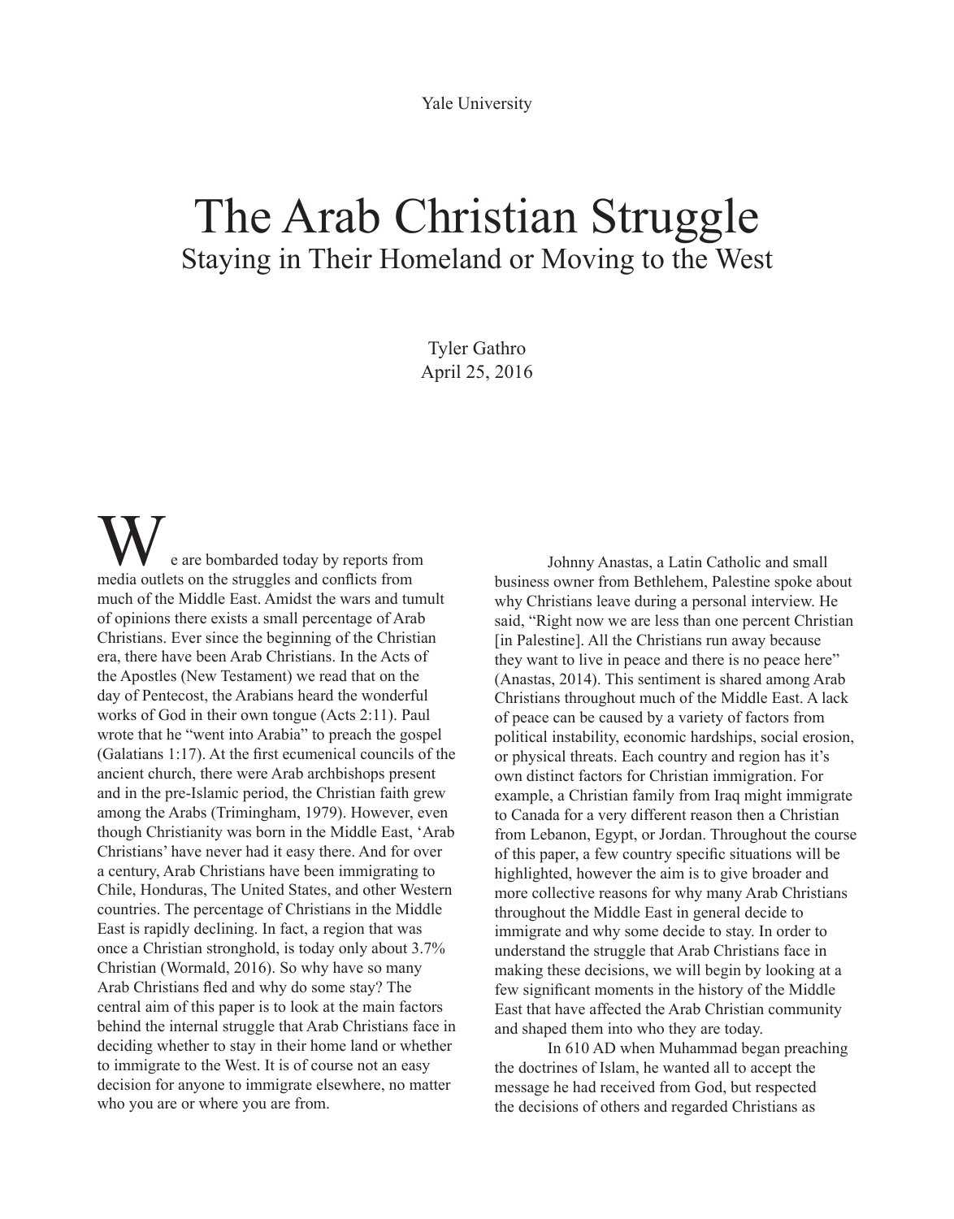Yale University

# The Arab Christian Struggle

## Staying in Their Homeland or Moving to the West

Tyler Gathro
April 25, 2016

We are bombarded today by reports from media outlets on the struggles and conflicts from much of the Middle East. Amidst the wars and tumult of opinions there exists a small percentage of Arab Christians. Ever since the beginning of the Christian era, there have been Arab Christians. In the Acts of the Apostles (New Testament) we read that on the day of Pentecost, the Arabians heard the wonderful works of God in their own tongue (Acts 2:11). Paul wrote that he "went into Arabia" to preach the gospel (Galatians 1:17). At the first ecumenical councils of the ancient church, there were Arab archbishops present and in the pre-Islamic period, the Christian faith grew among the Arabs (Trimingham, 1979). However, even though Christianity was born in the Middle East, 'Arab Christians' have never had it easy there. And for over a century, Arab Christians have been immigrating to Chile, Honduras, The United States, and other Western countries. The percentage of Christians in the Middle East is rapidly declining. In fact, a region that was once a Christian stronghold, is today only about 3.7% Christian (Wormald, 2016). So why have so many Arab Christians fled and why do some stay? The central aim of this paper is to look at the main factors behind the internal struggle that Arab Christians face in deciding whether to stay in their home land or whether to immigrate to the West. It is of course not an easy decision for anyone to immigrate elsewhere, no matter who you are or where you are from.

Johnny Anastas, a Latin Catholic and small business owner from Bethlehem, Palestine spoke about why Christians leave during a personal interview. He said, "Right now we are less than one percent Christian [in Palestine]. All the Christians run away because they want to live in peace and there is no peace here" (Anastas, 2014). This sentiment is shared among Arab Christians throughout much of the Middle East. A lack of peace can be caused by a variety of factors from political instability, economic hardships, social erosion, or physical threats. Each country and region has it's own distinct factors for Christian immigration. For example, a Christian family from Iraq might immigrate to Canada for a very different reason then a Christian from Lebanon, Egypt, or Jordan. Throughout the course of this paper, a few country specific situations will be highlighted, however the aim is to give broader and more collective reasons for why many Arab Christians throughout the Middle East in general decide to immigrate and why some decide to stay. In order to understand the struggle that Arab Christians face in making these decisions, we will begin by looking at a few significant moments in the history of the Middle East that have affected the Arab Christian community and shaped them into who they are today.

In 610 AD when Muhammad began preaching the doctrines of Islam, he wanted all to accept the message he had received from God, but respected the decisions of others and regarded Christians as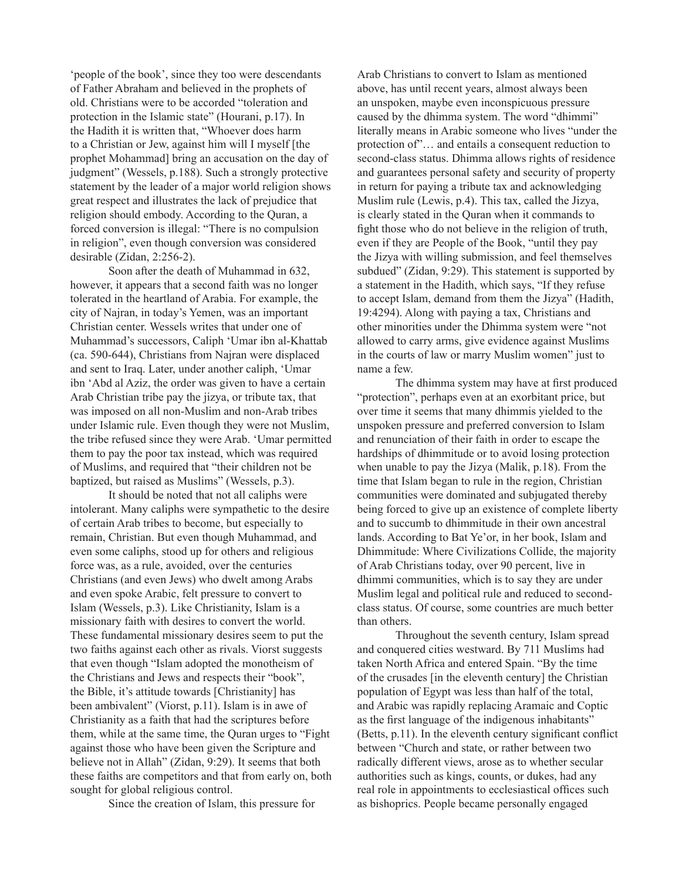'people of the book', since they too were descendants of Father Abraham and believed in the prophets of old. Christians were to be accorded "toleration and protection in the Islamic state" (Hourani, p.17). In the Hadith it is written that, "Whoever does harm to a Christian or Jew, against him will I myself [the prophet Mohammad] bring an accusation on the day of judgment" (Wessels, p.188). Such a strongly protective statement by the leader of a major world religion shows great respect and illustrates the lack of prejudice that religion should embody. According to the Quran, a forced conversion is illegal: "There is no compulsion in religion", even though conversion was considered desirable (Zidan, 2:256-2).

Soon after the death of Muhammad in 632, however, it appears that a second faith was no longer tolerated in the heartland of Arabia. For example, the city of Najran, in today's Yemen, was an important Christian center. Wessels writes that under one of Muhammad's successors, Caliph 'Umar ibn al-Khattab (ca. 590-644), Christians from Najran were displaced and sent to Iraq. Later, under another caliph, 'Umar ibn 'Abd al Aziz, the order was given to have a certain Arab Christian tribe pay the jizya, or tribute tax, that was imposed on all non-Muslim and non-Arab tribes under Islamic rule. Even though they were not Muslim, the tribe refused since they were Arab. 'Umar permitted them to pay the poor tax instead, which was required of Muslims, and required that "their children not be baptized, but raised as Muslims" (Wessels, p.3).

It should be noted that not all caliphs were intolerant. Many caliphs were sympathetic to the desire of certain Arab tribes to become, but especially to remain, Christian. But even though Muhammad, and even some caliphs, stood up for others and religious force was, as a rule, avoided, over the centuries Christians (and even Jews) who dwelt among Arabs and even spoke Arabic, felt pressure to convert to Islam (Wessels, p.3). Like Christianity, Islam is a missionary faith with desires to convert the world. These fundamental missionary desires seem to put the two faiths against each other as rivals. Viorst suggests that even though "Islam adopted the monotheism of the Christians and Jews and respects their "book", the Bible, it's attitude towards [Christianity] has been ambivalent" (Viorst, p.11). Islam is in awe of Christianity as a faith that had the scriptures before them, while at the same time, the Quran urges to "Fight against those who have been given the Scripture and believe not in Allah" (Zidan, 9:29). It seems that both these faiths are competitors and that from early on, both sought for global religious control.

Since the creation of Islam, this pressure for Arab Christians to convert to Islam as mentioned above, has until recent years, almost always been an unspoken, maybe even inconspicuous pressure caused by the dhimma system. The word "dhimmi" literally means in Arabic someone who lives "under the protection of"… and entails a consequent reduction to second-class status. Dhimma allows rights of residence and guarantees personal safety and security of property in return for paying a tribute tax and acknowledging Muslim rule (Lewis, p.4). This tax, called the Jizya, is clearly stated in the Quran when it commands to fight those who do not believe in the religion of truth, even if they are People of the Book, "until they pay the Jizya with willing submission, and feel themselves subdued" (Zidan, 9:29). This statement is supported by a statement in the Hadith, which says, "If they refuse to accept Islam, demand from them the Jizya" (Hadith, 19:4294). Along with paying a tax, Christians and other minorities under the Dhimma system were "not allowed to carry arms, give evidence against Muslims in the courts of law or marry Muslim women" just to name a few.

The dhimma system may have at first produced "protection", perhaps even at an exorbitant price, but over time it seems that many dhimmis yielded to the unspoken pressure and preferred conversion to Islam and renunciation of their faith in order to escape the hardships of dhimmitude or to avoid losing protection when unable to pay the Jizya (Malik, p.18). From the time that Islam began to rule in the region, Christian communities were dominated and subjugated thereby being forced to give up an existence of complete liberty and to succumb to dhimmitude in their own ancestral lands. According to Bat Ye'or, in her book, Islam and Dhimmitude: Where Civilizations Collide, the majority of Arab Christians today, over 90 percent, live in dhimmi communities, which is to say they are under Muslim legal and political rule and reduced to second-class status. Of course, some countries are much better than others.

Throughout the seventh century, Islam spread and conquered cities westward. By 711 Muslims had taken North Africa and entered Spain. "By the time of the crusades [in the eleventh century] the Christian population of Egypt was less than half of the total, and Arabic was rapidly replacing Aramaic and Coptic as the first language of the indigenous inhabitants" (Betts, p.11). In the eleventh century significant conflict between "Church and state, or rather between two radically different views, arose as to whether secular authorities such as kings, counts, or dukes, had any real role in appointments to ecclesiastical offices such as bishoprics. People became personally engaged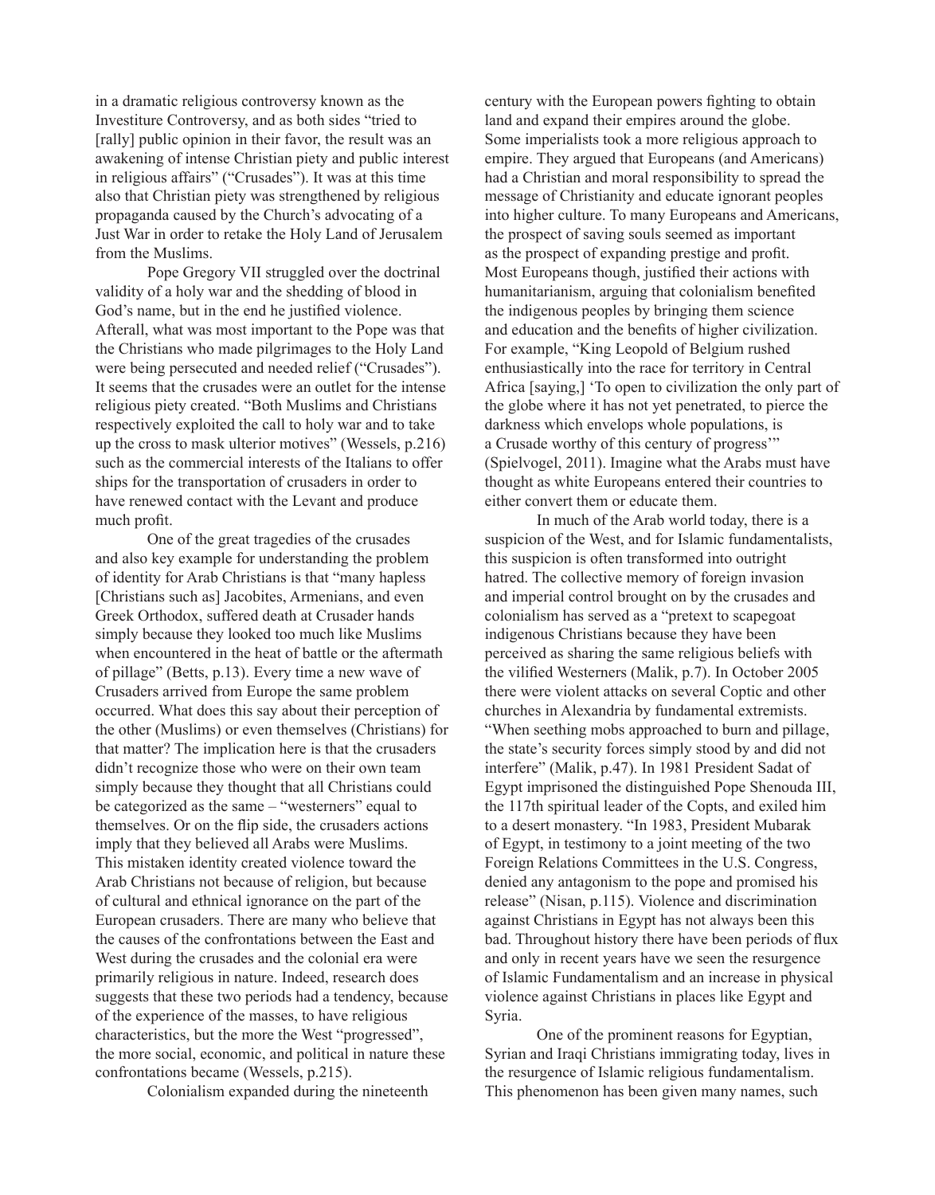in a dramatic religious controversy known as the Investiture Controversy, and as both sides "tried to [rally] public opinion in their favor, the result was an awakening of intense Christian piety and public interest in religious affairs" ("Crusades"). It was at this time also that Christian piety was strengthened by religious propaganda caused by the Church's advocating of a Just War in order to retake the Holy Land of Jerusalem from the Muslims.

Pope Gregory VII struggled over the doctrinal validity of a holy war and the shedding of blood in God's name, but in the end he justified violence. Afterall, what was most important to the Pope was that the Christians who made pilgrimages to the Holy Land were being persecuted and needed relief ("Crusades"). It seems that the crusades were an outlet for the intense religious piety created. "Both Muslims and Christians respectively exploited the call to holy war and to take up the cross to mask ulterior motives" (Wessels, p.216) such as the commercial interests of the Italians to offer ships for the transportation of crusaders in order to have renewed contact with the Levant and produce much profit.

One of the great tragedies of the crusades and also key example for understanding the problem of identity for Arab Christians is that "many hapless [Christians such as] Jacobites, Armenians, and even Greek Orthodox, suffered death at Crusader hands simply because they looked too much like Muslims when encountered in the heat of battle or the aftermath of pillage" (Betts, p.13). Every time a new wave of Crusaders arrived from Europe the same problem occurred. What does this say about their perception of the other (Muslims) or even themselves (Christians) for that matter? The implication here is that the crusaders didn't recognize those who were on their own team simply because they thought that all Christians could be categorized as the same – "westerners" equal to themselves. Or on the flip side, the crusaders actions imply that they believed all Arabs were Muslims. This mistaken identity created violence toward the Arab Christians not because of religion, but because of cultural and ethnical ignorance on the part of the European crusaders. There are many who believe that the causes of the confrontations between the East and West during the crusades and the colonial era were primarily religious in nature. Indeed, research does suggest that these two periods had a tendency, because of the experience of the masses, to have religious characteristics, but the more the West "progressed", the more social, economic, and political in nature these confrontations became (Wessels, p.215).

Colonialism expanded during the nineteenth century with the European powers fighting to obtain land and expand their empires around the globe. Some imperialists took a more religious approach to empire. They argued that Europeans (and Americans) had a Christian and moral responsibility to spread the message of Christianity and educate ignorant peoples into higher culture. To many Europeans and Americans, the prospect of saving souls seemed as important as the prospect of expanding prestige and profit. Most Europeans though, justified their actions with humanitarianism, arguing that colonialism benefited the indigenous peoples by bringing them science and education and the benefits of higher civilization. For example, "King Leopold of Belgium rushed enthusiastically into the race for territory in Central Africa [saying,] 'To open to civilization the only part of the globe where it has not yet penetrated, to pierce the darkness which envelops whole populations, is a Crusade worthy of this century of progress'" (Spielvogel, 2011). Imagine what the Arabs must have thought as white Europeans entered their countries to either convert them or educate them.

In much of the Arab world today, there is a suspicion of the West, and for Islamic fundamentalists, this suspicion is often transformed into outright hatred. The collective memory of foreign invasion and imperial control brought on by the crusades and colonialism has served as a "pretext to scapegoat indigenous Christians because they have been perceived as sharing the same religious beliefs with the vilified Westerners (Malik, p.7). In October 2005 there were violent attacks on several Coptic and other churches in Alexandria by fundamental extremists. "When seething mobs approached to burn and pillage, the state's security forces simply stood by and did not interfere" (Malik, p.47). In 1981 President Sadat of Egypt imprisoned the distinguished Pope Shenouda III, the 117th spiritual leader of the Copts, and exiled him to a desert monastery. "In 1983, President Mubarak of Egypt, in testimony to a joint meeting of the two Foreign Relations Committees in the U.S. Congress, denied any antagonism to the pope and promised his release" (Nisan, p.115). Violence and discrimination against Christians in Egypt has not always been this bad. Throughout history there have been periods of flux and only in recent years have we seen the resurgence of Islamic Fundamentalism and an increase in physical violence against Christians in places like Egypt and Syria.

One of the prominent reasons for Egyptian, Syrian and Iraqi Christians immigrating today, lives in the resurgence of Islamic religious fundamentalism. This phenomenon has been given many names, such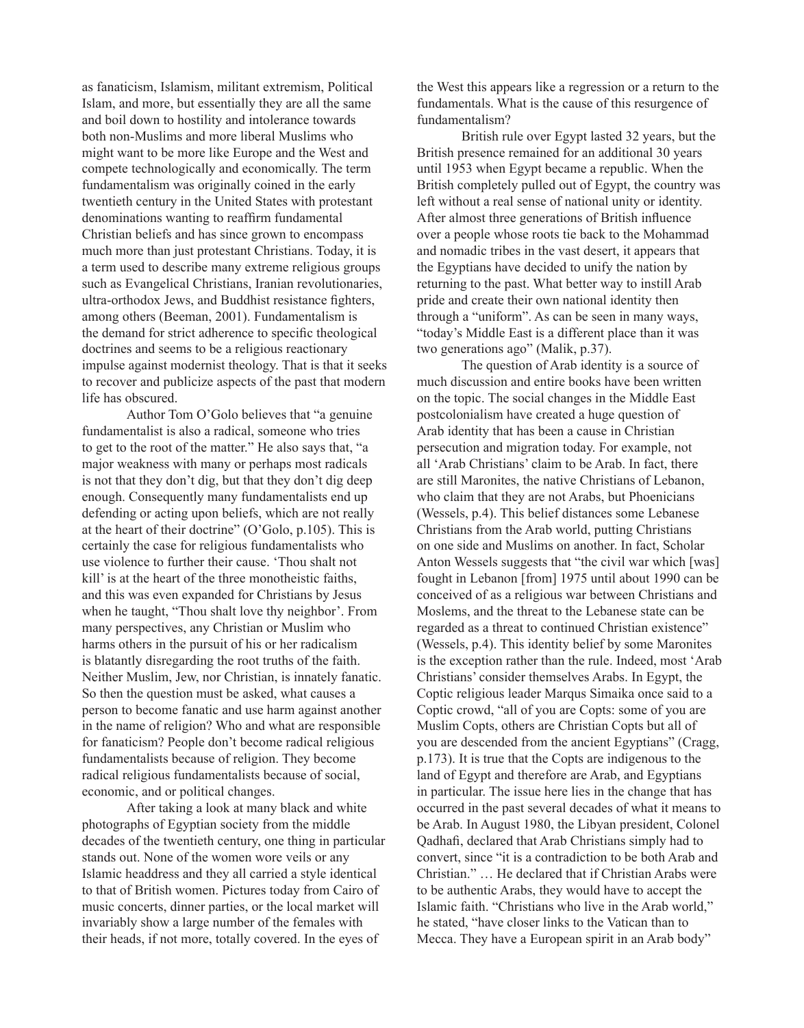as fanaticism, Islamism, militant extremism, Political Islam, and more, but essentially they are all the same and boil down to hostility and intolerance towards both non-Muslims and more liberal Muslims who might want to be more like Europe and the West and compete technologically and economically. The term fundamentalism was originally coined in the early twentieth century in the United States with protestant denominations wanting to reaffirm fundamental Christian beliefs and has since grown to encompass much more than just protestant Christians. Today, it is a term used to describe many extreme religious groups such as Evangelical Christians, Iranian revolutionaries, ultra-orthodox Jews, and Buddhist resistance fighters, among others (Beeman, 2001). Fundamentalism is the demand for strict adherence to specific theological doctrines and seems to be a religious reactionary impulse against modernist theology. That is that it seeks to recover and publicize aspects of the past that modern life has obscured.

Author Tom O'Golo believes that "a genuine fundamentalist is also a radical, someone who tries to get to the root of the matter." He also says that, "a major weakness with many or perhaps most radicals is not that they don't dig, but that they don't dig deep enough. Consequently many fundamentalists end up defending or acting upon beliefs, which are not really at the heart of their doctrine" (O'Golo, p.105). This is certainly the case for religious fundamentalists who use violence to further their cause. 'Thou shalt not kill' is at the heart of the three monotheistic faiths, and this was even expanded for Christians by Jesus when he taught, "Thou shalt love thy neighbor'. From many perspectives, any Christian or Muslim who harms others in the pursuit of his or her radicalism is blatantly disregarding the root truths of the faith. Neither Muslim, Jew, nor Christian, is innately fanatic. So then the question must be asked, what causes a person to become fanatic and use harm against another in the name of religion? Who and what are responsible for fanaticism? People don't become radical religious fundamentalists because of religion. They become radical religious fundamentalists because of social, economic, and or political changes.

After taking a look at many black and white photographs of Egyptian society from the middle decades of the twentieth century, one thing in particular stands out. None of the women wore veils or any Islamic headdress and they all carried a style identical to that of British women. Pictures today from Cairo of music concerts, dinner parties, or the local market will invariably show a large number of the females with their heads, if not more, totally covered. In the eyes of the West this appears like a regression or a return to the fundamentals. What is the cause of this resurgence of fundamentalism?

British rule over Egypt lasted 32 years, but the British presence remained for an additional 30 years until 1953 when Egypt became a republic. When the British completely pulled out of Egypt, the country was left without a real sense of national unity or identity. After almost three generations of British influence over a people whose roots tie back to the Mohammad and nomadic tribes in the vast desert, it appears that the Egyptians have decided to unify the nation by returning to the past. What better way to instill Arab pride and create their own national identity then through a "uniform". As can be seen in many ways, "today's Middle East is a different place than it was two generations ago" (Malik, p.37).

The question of Arab identity is a source of much discussion and entire books have been written on the topic. The social changes in the Middle East postcolonialism have created a huge question of Arab identity that has been a cause in Christian persecution and migration today. For example, not all 'Arab Christians' claim to be Arab. In fact, there are still Maronites, the native Christians of Lebanon, who claim that they are not Arabs, but Phoenicians (Wessels, p.4). This belief distances some Lebanese Christians from the Arab world, putting Christians on one side and Muslims on another. In fact, Scholar Anton Wessels suggests that "the civil war which [was] fought in Lebanon [from] 1975 until about 1990 can be conceived of as a religious war between Christians and Moslems, and the threat to the Lebanese state can be regarded as a threat to continued Christian existence" (Wessels, p.4). This identity belief by some Maronites is the exception rather than the rule. Indeed, most 'Arab Christians' consider themselves Arabs. In Egypt, the Coptic religious leader Marqus Simaika once said to a Coptic crowd, "all of you are Copts: some of you are Muslim Copts, others are Christian Copts but all of you are descended from the ancient Egyptians" (Cragg, p.173). It is true that the Copts are indigenous to the land of Egypt and therefore are Arab, and Egyptians in particular. The issue here lies in the change that has occurred in the past several decades of what it means to be Arab. In August 1980, the Libyan president, Colonel Qadhafi, declared that Arab Christians simply had to convert, since "it is a contradiction to be both Arab and Christian." … He declared that if Christian Arabs were to be authentic Arabs, they would have to accept the Islamic faith. "Christians who live in the Arab world," he stated, "have closer links to the Vatican than to Mecca. They have a European spirit in an Arab body"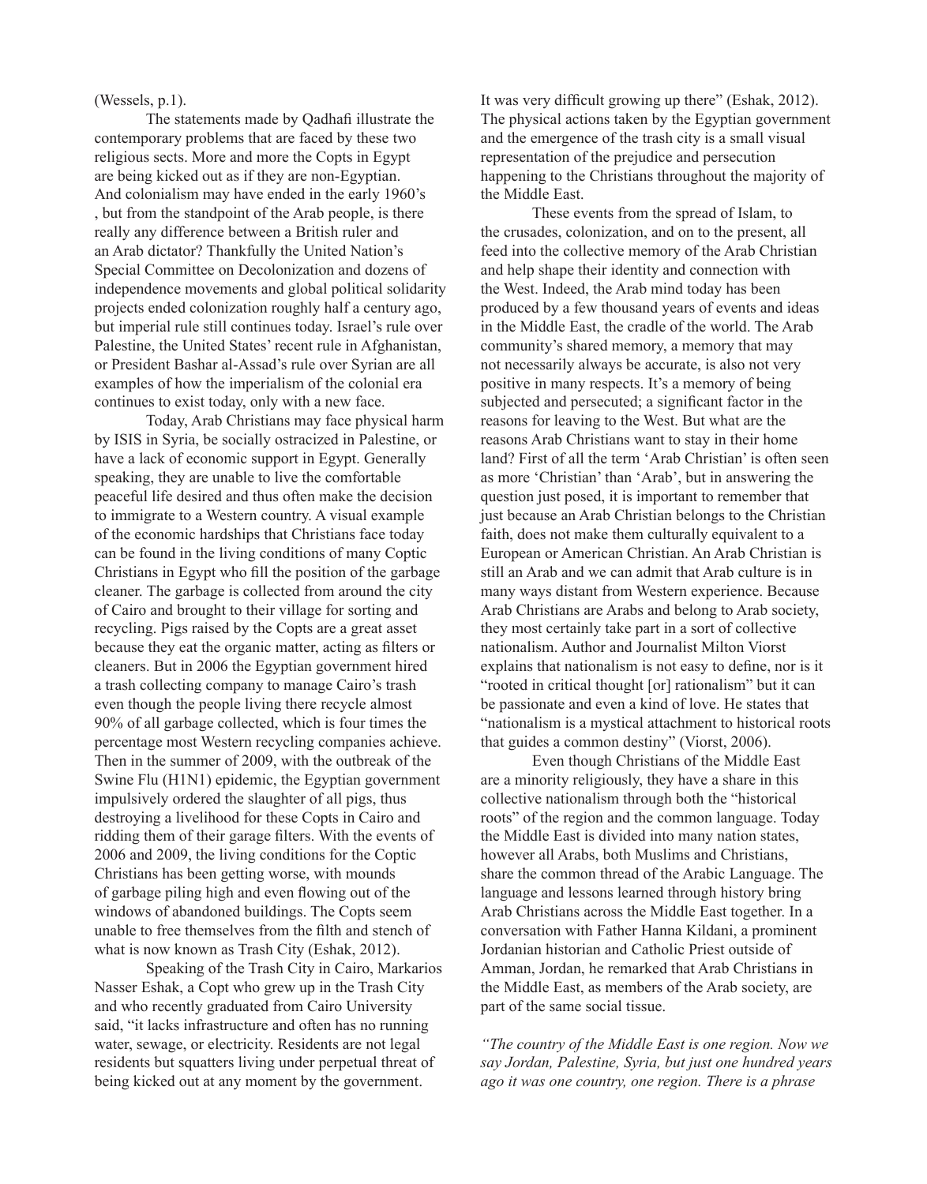(Wessels, p.1).

The statements made by Qadhafi illustrate the contemporary problems that are faced by these two religious sects. More and more the Copts in Egypt are being kicked out as if they are non-Egyptian. And colonialism may have ended in the early 1960's , but from the standpoint of the Arab people, is there really any difference between a British ruler and an Arab dictator? Thankfully the United Nation's Special Committee on Decolonization and dozens of independence movements and global political solidarity projects ended colonization roughly half a century ago, but imperial rule still continues today. Israel's rule over Palestine, the United States' recent rule in Afghanistan, or President Bashar al-Assad's rule over Syrian are all examples of how the imperialism of the colonial era continues to exist today, only with a new face.

Today, Arab Christians may face physical harm by ISIS in Syria, be socially ostracized in Palestine, or have a lack of economic support in Egypt. Generally speaking, they are unable to live the comfortable peaceful life desired and thus often make the decision to immigrate to a Western country. A visual example of the economic hardships that Christians face today can be found in the living conditions of many Coptic Christians in Egypt who fill the position of the garbage cleaner. The garbage is collected from around the city of Cairo and brought to their village for sorting and recycling. Pigs raised by the Copts are a great asset because they eat the organic matter, acting as filters or cleaners. But in 2006 the Egyptian government hired a trash collecting company to manage Cairo's trash even though the people living there recycle almost 90% of all garbage collected, which is four times the percentage most Western recycling companies achieve. Then in the summer of 2009, with the outbreak of the Swine Flu (H1N1) epidemic, the Egyptian government impulsively ordered the slaughter of all pigs, thus destroying a livelihood for these Copts in Cairo and ridding them of their garage filters. With the events of 2006 and 2009, the living conditions for the Coptic Christians has been getting worse, with mounds of garbage piling high and even flowing out of the windows of abandoned buildings. The Copts seem unable to free themselves from the filth and stench of what is now known as Trash City (Eshak, 2012).

Speaking of the Trash City in Cairo, Markarios Nasser Eshak, a Copt who grew up in the Trash City and who recently graduated from Cairo University said, "it lacks infrastructure and often has no running water, sewage, or electricity. Residents are not legal residents but squatters living under perpetual threat of being kicked out at any moment by the government. It was very difficult growing up there" (Eshak, 2012). The physical actions taken by the Egyptian government and the emergence of the trash city is a small visual representation of the prejudice and persecution happening to the Christians throughout the majority of the Middle East.

These events from the spread of Islam, to the crusades, colonization, and on to the present, all feed into the collective memory of the Arab Christian and help shape their identity and connection with the West. Indeed, the Arab mind today has been produced by a few thousand years of events and ideas in the Middle East, the cradle of the world. The Arab community's shared memory, a memory that may not necessarily always be accurate, is also not very positive in many respects. It's a memory of being subjected and persecuted; a significant factor in the reasons for leaving to the West. But what are the reasons Arab Christians want to stay in their home land? First of all the term 'Arab Christian' is often seen as more 'Christian' than 'Arab', but in answering the question just posed, it is important to remember that just because an Arab Christian belongs to the Christian faith, does not make them culturally equivalent to a European or American Christian. An Arab Christian is still an Arab and we can admit that Arab culture is in many ways distant from Western experience. Because Arab Christians are Arabs and belong to Arab society, they most certainly take part in a sort of collective nationalism. Author and Journalist Milton Viorst explains that nationalism is not easy to define, nor is it "rooted in critical thought [or] rationalism" but it can be passionate and even a kind of love. He states that "nationalism is a mystical attachment to historical roots that guides a common destiny" (Viorst, 2006).

Even though Christians of the Middle East are a minority religiously, they have a share in this collective nationalism through both the "historical roots" of the region and the common language. Today the Middle East is divided into many nation states, however all Arabs, both Muslims and Christians, share the common thread of the Arabic Language. The language and lessons learned through history bring Arab Christians across the Middle East together. In a conversation with Father Hanna Kildani, a prominent Jordanian historian and Catholic Priest outside of Amman, Jordan, he remarked that Arab Christians in the Middle East, as members of the Arab society, are part of the same social tissue.

*"The country of the Middle East is one region. Now we say Jordan, Palestine, Syria, but just one hundred years ago it was one country, one region. There is a phrase*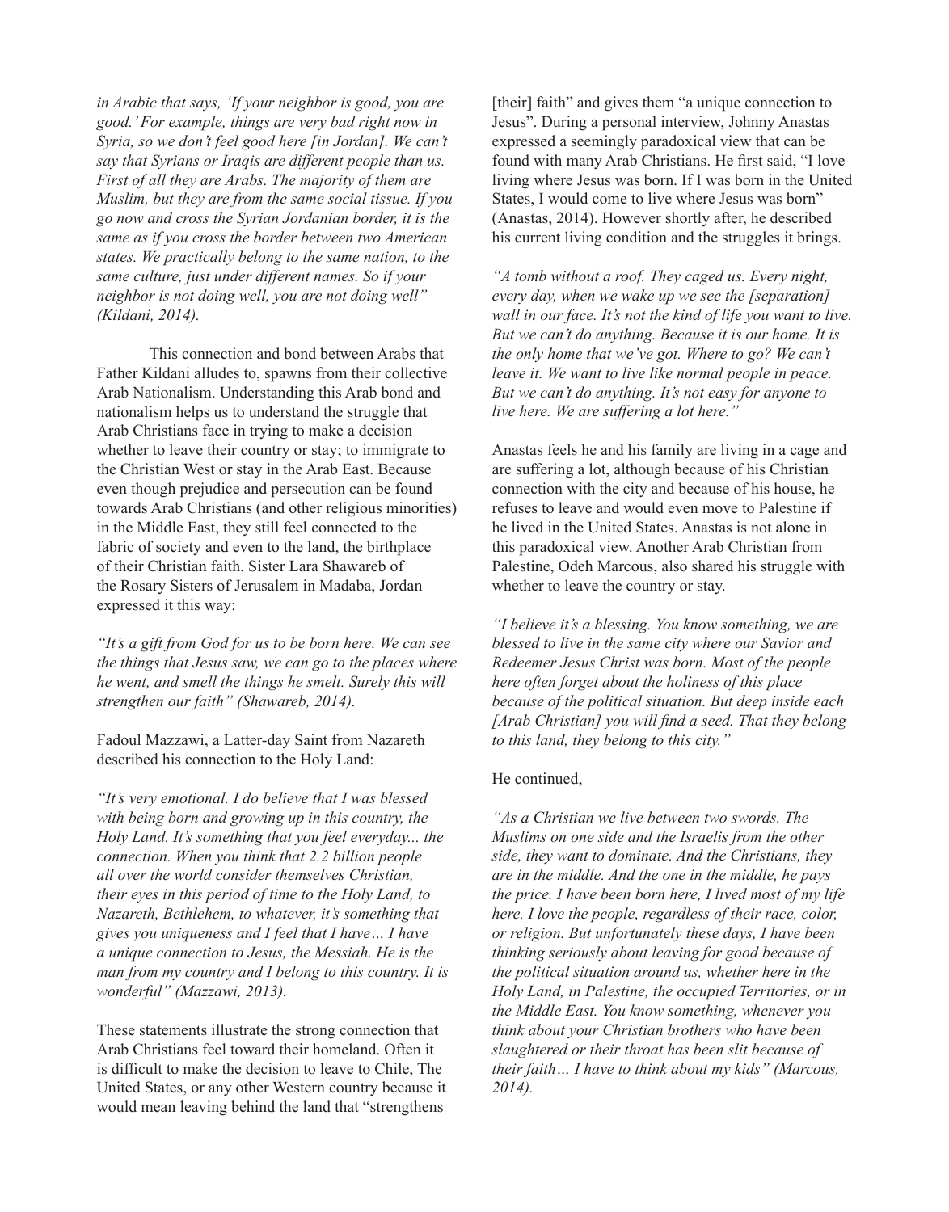*in Arabic that says, 'If your neighbor is good, you are good.' For example, things are very bad right now in Syria, so we don't feel good here [in Jordan]. We can't say that Syrians or Iraqis are different people than us. First of all they are Arabs. The majority of them are Muslim, but they are from the same social tissue. If you go now and cross the Syrian Jordanian border, it is the same as if you cross the border between two American states. We practically belong to the same nation, to the same culture, just under different names. So if your neighbor is not doing well, you are not doing well" (Kildani, 2014).*

This connection and bond between Arabs that Father Kildani alludes to, spawns from their collective Arab Nationalism. Understanding this Arab bond and nationalism helps us to understand the struggle that Arab Christians face in trying to make a decision whether to leave their country or stay; to immigrate to the Christian West or stay in the Arab East. Because even though prejudice and persecution can be found towards Arab Christians (and other religious minorities) in the Middle East, they still feel connected to the fabric of society and even to the land, the birthplace of their Christian faith. Sister Lara Shawareb of the Rosary Sisters of Jerusalem in Madaba, Jordan expressed it this way:

*"It's a gift from God for us to be born here. We can see the things that Jesus saw, we can go to the places where he went, and smell the things he smelt. Surely this will strengthen our faith" (Shawareb, 2014).*

Fadoul Mazzawi, a Latter-day Saint from Nazareth described his connection to the Holy Land:

*"It's very emotional. I do believe that I was blessed with being born and growing up in this country, the Holy Land. It's something that you feel everyday... the connection. When you think that 2.2 billion people all over the world consider themselves Christian, their eyes in this period of time to the Holy Land, to Nazareth, Bethlehem, to whatever, it's something that gives you uniqueness and I feel that I have… I have a unique connection to Jesus, the Messiah. He is the man from my country and I belong to this country. It is wonderful" (Mazzawi, 2013).*

These statements illustrate the strong connection that Arab Christians feel toward their homeland. Often it is difficult to make the decision to leave to Chile, The United States, or any other Western country because it would mean leaving behind the land that "strengthens [their] faith" and gives them "a unique connection to Jesus". During a personal interview, Johnny Anastas expressed a seemingly paradoxical view that can be found with many Arab Christians. He first said, "I love living where Jesus was born. If I was born in the United States, I would come to live where Jesus was born" (Anastas, 2014). However shortly after, he described his current living condition and the struggles it brings.

*"A tomb without a roof. They caged us. Every night, every day, when we wake up we see the [separation] wall in our face. It's not the kind of life you want to live. But we can't do anything. Because it is our home. It is the only home that we've got. Where to go? We can't leave it. We want to live like normal people in peace. But we can't do anything. It's not easy for anyone to live here. We are suffering a lot here."*

Anastas feels he and his family are living in a cage and are suffering a lot, although because of his Christian connection with the city and because of his house, he refuses to leave and would even move to Palestine if he lived in the United States. Anastas is not alone in this paradoxical view. Another Arab Christian from Palestine, Odeh Marcous, also shared his struggle with whether to leave the country or stay.

*"I believe it's a blessing. You know something, we are blessed to live in the same city where our Savior and Redeemer Jesus Christ was born. Most of the people here often forget about the holiness of this place because of the political situation. But deep inside each [Arab Christian] you will find a seed. That they belong to this land, they belong to this city."*

He continued,

*"As a Christian we live between two swords. The Muslims on one side and the Israelis from the other side, they want to dominate. And the Christians, they are in the middle. And the one in the middle, he pays the price. I have been born here, I lived most of my life here. I love the people, regardless of their race, color, or religion. But unfortunately these days, I have been thinking seriously about leaving for good because of the political situation around us, whether here in the Holy Land, in Palestine, the occupied Territories, or in the Middle East. You know something, whenever you think about your Christian brothers who have been slaughtered or their throat has been slit because of their faith… I have to think about my kids" (Marcous, 2014).*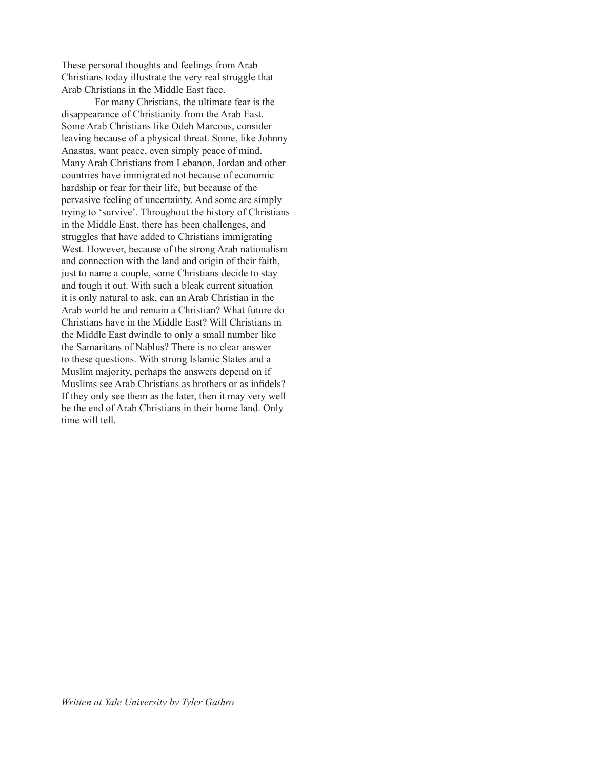These personal thoughts and feelings from Arab Christians today illustrate the very real struggle that Arab Christians in the Middle East face.

For many Christians, the ultimate fear is the disappearance of Christianity from the Arab East. Some Arab Christians like Odeh Marcous, consider leaving because of a physical threat. Some, like Johnny Anastas, want peace, even simply peace of mind. Many Arab Christians from Lebanon, Jordan and other countries have immigrated not because of economic hardship or fear for their life, but because of the pervasive feeling of uncertainty. And some are simply trying to 'survive'. Throughout the history of Christians in the Middle East, there has been challenges, and struggles that have added to Christians immigrating West. However, because of the strong Arab nationalism and connection with the land and origin of their faith, just to name a couple, some Christians decide to stay and tough it out. With such a bleak current situation it is only natural to ask, can an Arab Christian in the Arab world be and remain a Christian? What future do Christians have in the Middle East? Will Christians in the Middle East dwindle to only a small number like the Samaritans of Nablus? There is no clear answer to these questions. With strong Islamic States and a Muslim majority, perhaps the answers depend on if Muslims see Arab Christians as brothers or as infidels? If they only see them as the later, then it may very well be the end of Arab Christians in their home land. Only time will tell.

*Written at Yale University by Tyler Gathro*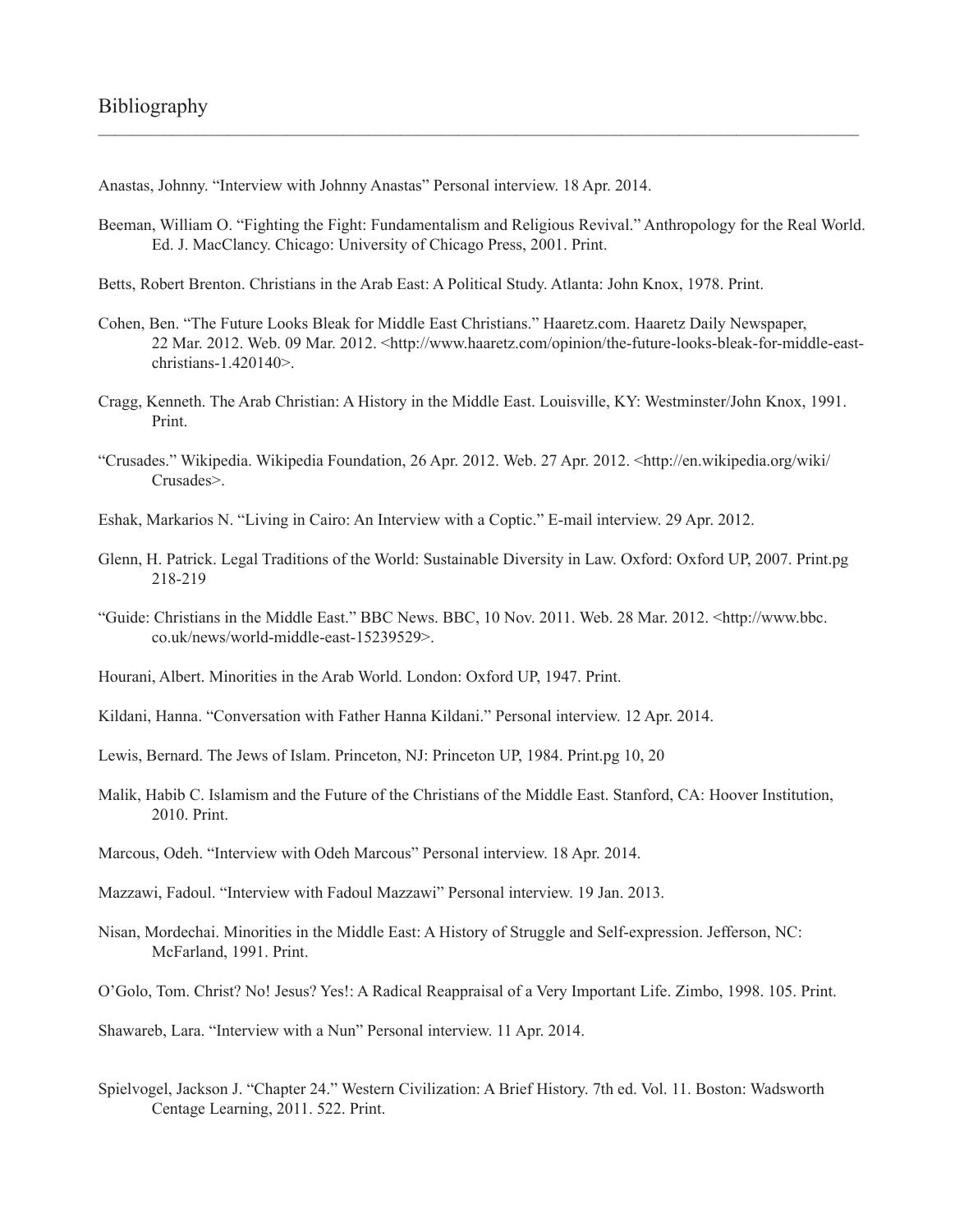# Bibliography

Anastas, Johnny. "Interview with Johnny Anastas" Personal interview. 18 Apr. 2014.

Beeman, William O. "Fighting the Fight: Fundamentalism and Religious Revival." Anthropology for the Real World. Ed. J. MacClancy. Chicago: University of Chicago Press, 2001. Print.

Betts, Robert Brenton. Christians in the Arab East: A Political Study. Atlanta: John Knox, 1978. Print.

Cohen, Ben. "The Future Looks Bleak for Middle East Christians." Haaretz.com. Haaretz Daily Newspaper, 22 Mar. 2012. Web. 09 Mar. 2012. <http://www.haaretz.com/opinion/the-future-looks-bleak-for-middle-east-christians-1.420140>.

Cragg, Kenneth. The Arab Christian: A History in the Middle East. Louisville, KY: Westminster/John Knox, 1991. Print.

"Crusades." Wikipedia. Wikipedia Foundation, 26 Apr. 2012. Web. 27 Apr. 2012. <http://en.wikipedia.org/wiki/Crusades>.

Eshak, Markarios N. "Living in Cairo: An Interview with a Coptic." E-mail interview. 29 Apr. 2012.

Glenn, H. Patrick. Legal Traditions of the World: Sustainable Diversity in Law. Oxford: Oxford UP, 2007. Print.pg 218-219

"Guide: Christians in the Middle East." BBC News. BBC, 10 Nov. 2011. Web. 28 Mar. 2012. <http://www.bbc.co.uk/news/world-middle-east-15239529>.

Hourani, Albert. Minorities in the Arab World. London: Oxford UP, 1947. Print.

Kildani, Hanna. "Conversation with Father Hanna Kildani." Personal interview. 12 Apr. 2014.

Lewis, Bernard. The Jews of Islam. Princeton, NJ: Princeton UP, 1984. Print.pg 10, 20

Malik, Habib C. Islamism and the Future of the Christians of the Middle East. Stanford, CA: Hoover Institution, 2010. Print.

Marcous, Odeh. "Interview with Odeh Marcous" Personal interview. 18 Apr. 2014.

Mazzawi, Fadoul. "Interview with Fadoul Mazzawi" Personal interview. 19 Jan. 2013.

Nisan, Mordechai. Minorities in the Middle East: A History of Struggle and Self-expression. Jefferson, NC: McFarland, 1991. Print.

O'Golo, Tom. Christ? No! Jesus? Yes!: A Radical Reappraisal of a Very Important Life. Zimbo, 1998. 105. Print.

Shawareb, Lara. "Interview with a Nun" Personal interview. 11 Apr. 2014.

Spielvogel, Jackson J. "Chapter 24." Western Civilization: A Brief History. 7th ed. Vol. 11. Boston: Wadsworth Centage Learning, 2011. 522. Print.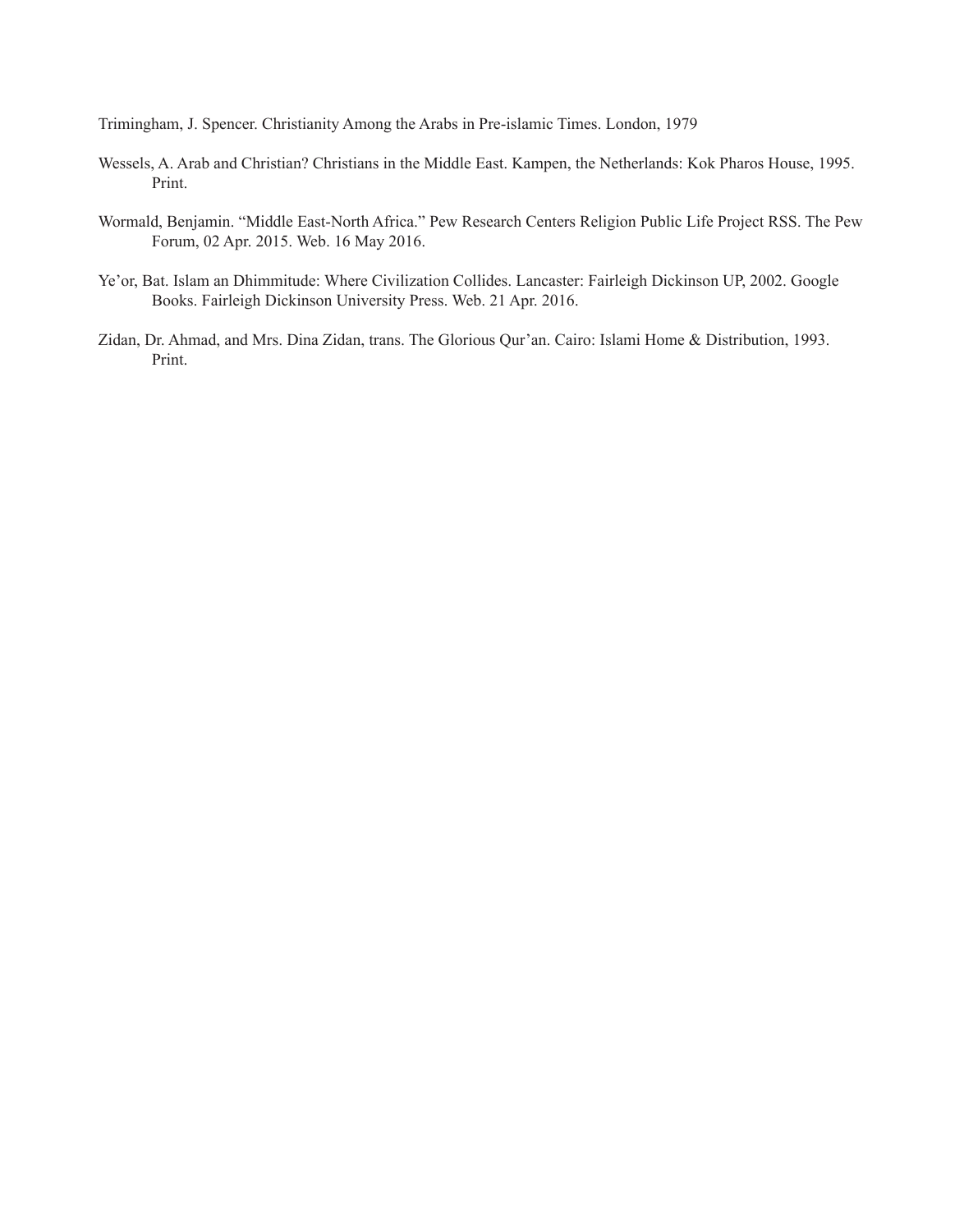Trimingham, J. Spencer. Christianity Among the Arabs in Pre-islamic Times. London, 1979

Wessels, A. Arab and Christian? Christians in the Middle East. Kampen, the Netherlands: Kok Pharos House, 1995. Print.

Wormald, Benjamin. "Middle East-North Africa." Pew Research Centers Religion Public Life Project RSS. The Pew Forum, 02 Apr. 2015. Web. 16 May 2016.

Ye'or, Bat. Islam an Dhimmitude: Where Civilization Collides. Lancaster: Fairleigh Dickinson UP, 2002. Google Books. Fairleigh Dickinson University Press. Web. 21 Apr. 2016.

Zidan, Dr. Ahmad, and Mrs. Dina Zidan, trans. The Glorious Qur'an. Cairo: Islami Home & Distribution, 1993. Print.